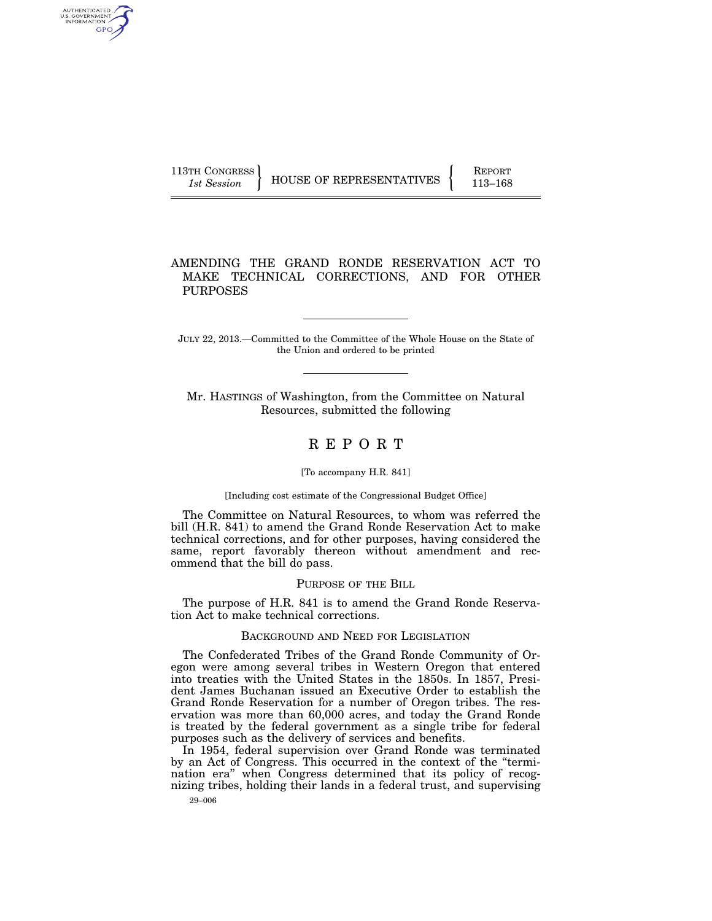113TH CONGRESS
*1st Session*

HOUSE OF REPRESENTATIVES

REPORT
113–168

# AMENDING THE GRAND RONDE RESERVATION ACT TO MAKE TECHNICAL CORRECTIONS, AND FOR OTHER PURPOSES

JULY 22, 2013.—Committed to the Committee of the Whole House on the State of the Union and ordered to be printed

Mr. HASTINGS of Washington, from the Committee on Natural Resources, submitted the following

# REPORT

[To accompany H.R. 841]

[Including cost estimate of the Congressional Budget Office]

The Committee on Natural Resources, to whom was referred the bill (H.R. 841) to amend the Grand Ronde Reservation Act to make technical corrections, and for other purposes, having considered the same, report favorably thereon without amendment and recommend that the bill do pass.

## PURPOSE OF THE BILL

The purpose of H.R. 841 is to amend the Grand Ronde Reservation Act to make technical corrections.

## BACKGROUND AND NEED FOR LEGISLATION

The Confederated Tribes of the Grand Ronde Community of Oregon were among several tribes in Western Oregon that entered into treaties with the United States in the 1850s. In 1857, President James Buchanan issued an Executive Order to establish the Grand Ronde Reservation for a number of Oregon tribes. The reservation was more than 60,000 acres, and today the Grand Ronde is treated by the federal government as a single tribe for federal purposes such as the delivery of services and benefits.

In 1954, federal supervision over Grand Ronde was terminated by an Act of Congress. This occurred in the context of the "termination era" when Congress determined that its policy of recognizing tribes, holding their lands in a federal trust, and supervising

29–006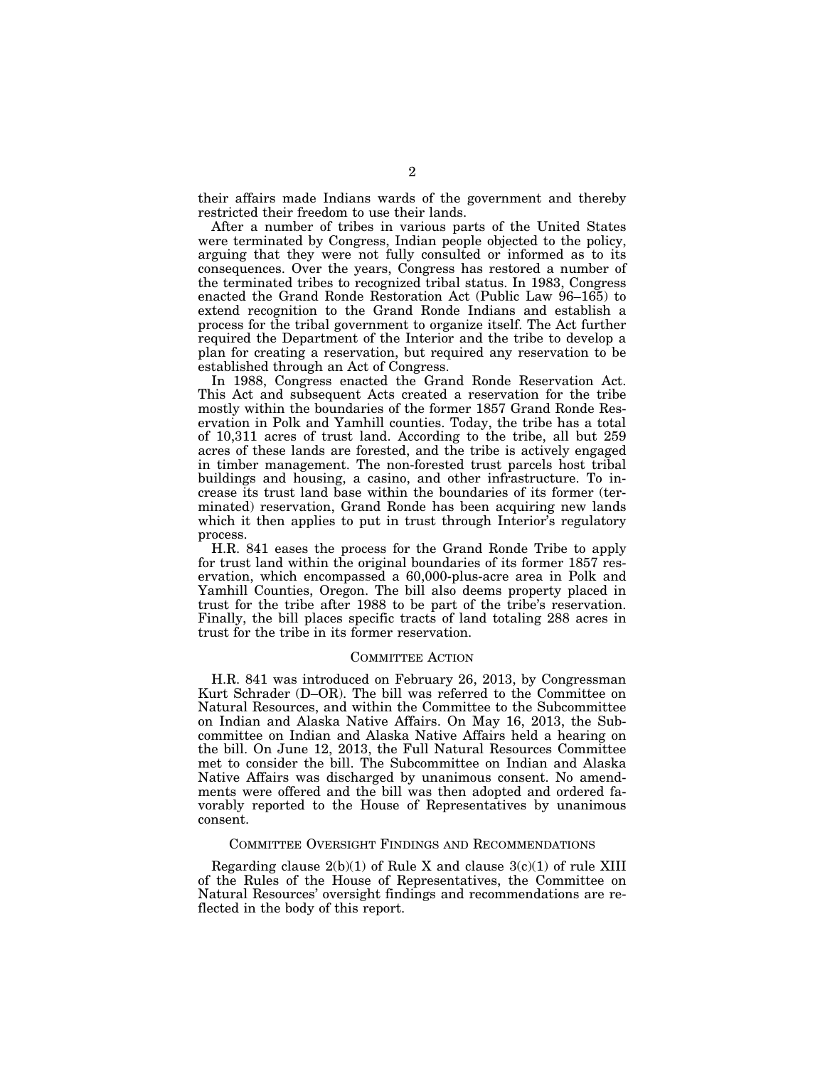their affairs made Indians wards of the government and thereby restricted their freedom to use their lands.

After a number of tribes in various parts of the United States were terminated by Congress, Indian people objected to the policy, arguing that they were not fully consulted or informed as to its consequences. Over the years, Congress has restored a number of the terminated tribes to recognized tribal status. In 1983, Congress enacted the Grand Ronde Restoration Act (Public Law 96–165) to extend recognition to the Grand Ronde Indians and establish a process for the tribal government to organize itself. The Act further required the Department of the Interior and the tribe to develop a plan for creating a reservation, but required any reservation to be established through an Act of Congress.

In 1988, Congress enacted the Grand Ronde Reservation Act. This Act and subsequent Acts created a reservation for the tribe mostly within the boundaries of the former 1857 Grand Ronde Reservation in Polk and Yamhill counties. Today, the tribe has a total of 10,311 acres of trust land. According to the tribe, all but 259 acres of these lands are forested, and the tribe is actively engaged in timber management. The non-forested trust parcels host tribal buildings and housing, a casino, and other infrastructure. To increase its trust land base within the boundaries of its former (terminated) reservation, Grand Ronde has been acquiring new lands which it then applies to put in trust through Interior's regulatory process.

H.R. 841 eases the process for the Grand Ronde Tribe to apply for trust land within the original boundaries of its former 1857 reservation, which encompassed a 60,000-plus-acre area in Polk and Yamhill Counties, Oregon. The bill also deems property placed in trust for the tribe after 1988 to be part of the tribe's reservation. Finally, the bill places specific tracts of land totaling 288 acres in trust for the tribe in its former reservation.

## COMMITTEE ACTION

H.R. 841 was introduced on February 26, 2013, by Congressman Kurt Schrader (D–OR). The bill was referred to the Committee on Natural Resources, and within the Committee to the Subcommittee on Indian and Alaska Native Affairs. On May 16, 2013, the Subcommittee on Indian and Alaska Native Affairs held a hearing on the bill. On June 12, 2013, the Full Natural Resources Committee met to consider the bill. The Subcommittee on Indian and Alaska Native Affairs was discharged by unanimous consent. No amendments were offered and the bill was then adopted and ordered favorably reported to the House of Representatives by unanimous consent.

## COMMITTEE OVERSIGHT FINDINGS AND RECOMMENDATIONS

Regarding clause 2(b)(1) of Rule X and clause 3(c)(1) of rule XIII of the Rules of the House of Representatives, the Committee on Natural Resources' oversight findings and recommendations are reflected in the body of this report.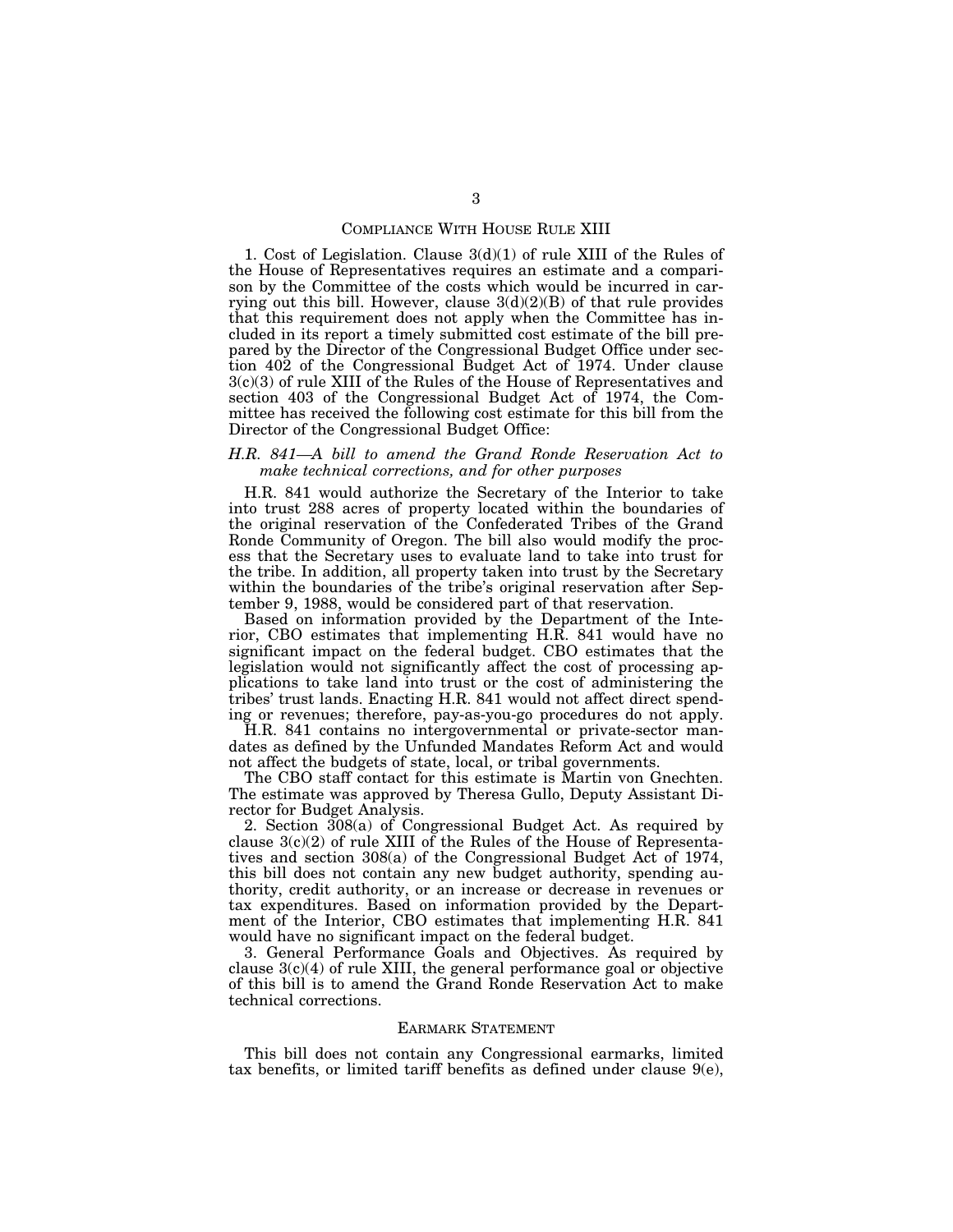## COMPLIANCE WITH HOUSE RULE XIII

1. Cost of Legislation. Clause 3(d)(1) of rule XIII of the Rules of the House of Representatives requires an estimate and a comparison by the Committee of the costs which would be incurred in carrying out this bill. However, clause 3(d)(2)(B) of that rule provides that this requirement does not apply when the Committee has included in its report a timely submitted cost estimate of the bill prepared by the Director of the Congressional Budget Office under section 402 of the Congressional Budget Act of 1974. Under clause 3(c)(3) of rule XIII of the Rules of the House of Representatives and section 403 of the Congressional Budget Act of 1974, the Committee has received the following cost estimate for this bill from the Director of the Congressional Budget Office:

### *H.R. 841—A bill to amend the Grand Ronde Reservation Act to make technical corrections, and for other purposes*

H.R. 841 would authorize the Secretary of the Interior to take into trust 288 acres of property located within the boundaries of the original reservation of the Confederated Tribes of the Grand Ronde Community of Oregon. The bill also would modify the process that the Secretary uses to evaluate land to take into trust for the tribe. In addition, all property taken into trust by the Secretary within the boundaries of the tribe's original reservation after September 9, 1988, would be considered part of that reservation.

Based on information provided by the Department of the Interior, CBO estimates that implementing H.R. 841 would have no significant impact on the federal budget. CBO estimates that the legislation would not significantly affect the cost of processing applications to take land into trust or the cost of administering the tribes' trust lands. Enacting H.R. 841 would not affect direct spending or revenues; therefore, pay-as-you-go procedures do not apply.

H.R. 841 contains no intergovernmental or private-sector mandates as defined by the Unfunded Mandates Reform Act and would not affect the budgets of state, local, or tribal governments.

The CBO staff contact for this estimate is Martin von Gnechten. The estimate was approved by Theresa Gullo, Deputy Assistant Director for Budget Analysis.

2. Section 308(a) of Congressional Budget Act. As required by clause 3(c)(2) of rule XIII of the Rules of the House of Representatives and section 308(a) of the Congressional Budget Act of 1974, this bill does not contain any new budget authority, spending authority, credit authority, or an increase or decrease in revenues or tax expenditures. Based on information provided by the Department of the Interior, CBO estimates that implementing H.R. 841 would have no significant impact on the federal budget.

3. General Performance Goals and Objectives. As required by clause 3(c)(4) of rule XIII, the general performance goal or objective of this bill is to amend the Grand Ronde Reservation Act to make technical corrections.

## EARMARK STATEMENT

This bill does not contain any Congressional earmarks, limited tax benefits, or limited tariff benefits as defined under clause 9(e),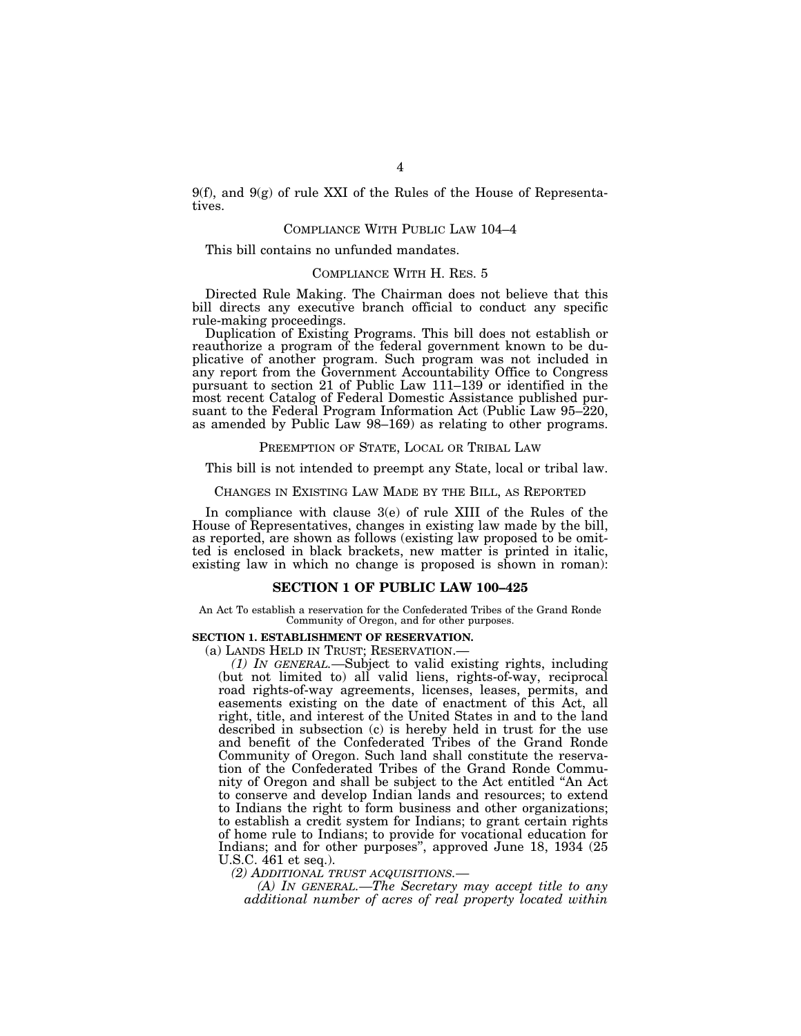9(f), and 9(g) of rule XXI of the Rules of the House of Representatives.

## COMPLIANCE WITH PUBLIC LAW 104–4

This bill contains no unfunded mandates.

## COMPLIANCE WITH H. RES. 5

Directed Rule Making. The Chairman does not believe that this bill directs any executive branch official to conduct any specific rule-making proceedings.

Duplication of Existing Programs. This bill does not establish or reauthorize a program of the federal government known to be duplicative of another program. Such program was not included in any report from the Government Accountability Office to Congress pursuant to section 21 of Public Law 111–139 or identified in the most recent Catalog of Federal Domestic Assistance published pursuant to the Federal Program Information Act (Public Law 95–220, as amended by Public Law 98–169) as relating to other programs.

## PREEMPTION OF STATE, LOCAL OR TRIBAL LAW

This bill is not intended to preempt any State, local or tribal law.

## CHANGES IN EXISTING LAW MADE BY THE BILL, AS REPORTED

In compliance with clause 3(e) of rule XIII of the Rules of the House of Representatives, changes in existing law made by the bill, as reported, are shown as follows (existing law proposed to be omitted is enclosed in black brackets, new matter is printed in italic, existing law in which no change is proposed is shown in roman):

## SECTION 1 OF PUBLIC LAW 100–425

An Act To establish a reservation for the Confederated Tribes of the Grand Ronde Community of Oregon, and for other purposes.

**SECTION 1. ESTABLISHMENT OF RESERVATION.**

(a) LANDS HELD IN TRUST; RESERVATION.—

*(1) IN GENERAL.*—Subject to valid existing rights, including (but not limited to) all valid liens, rights-of-way, reciprocal road rights-of-way agreements, licenses, leases, permits, and easements existing on the date of enactment of this Act, all right, title, and interest of the United States in and to the land described in subsection (c) is hereby held in trust for the use and benefit of the Confederated Tribes of the Grand Ronde Community of Oregon. Such land shall constitute the reservation of the Confederated Tribes of the Grand Ronde Community of Oregon and shall be subject to the Act entitled "An Act to conserve and develop Indian lands and resources; to extend to Indians the right to form business and other organizations; to establish a credit system for Indians; to grant certain rights of home rule to Indians; to provide for vocational education for Indians; and for other purposes", approved June 18, 1934 (25 U.S.C. 461 et seq.).

*(2) ADDITIONAL TRUST ACQUISITIONS.—*

*(A) IN GENERAL.—The Secretary may accept title to any additional number of acres of real property located within*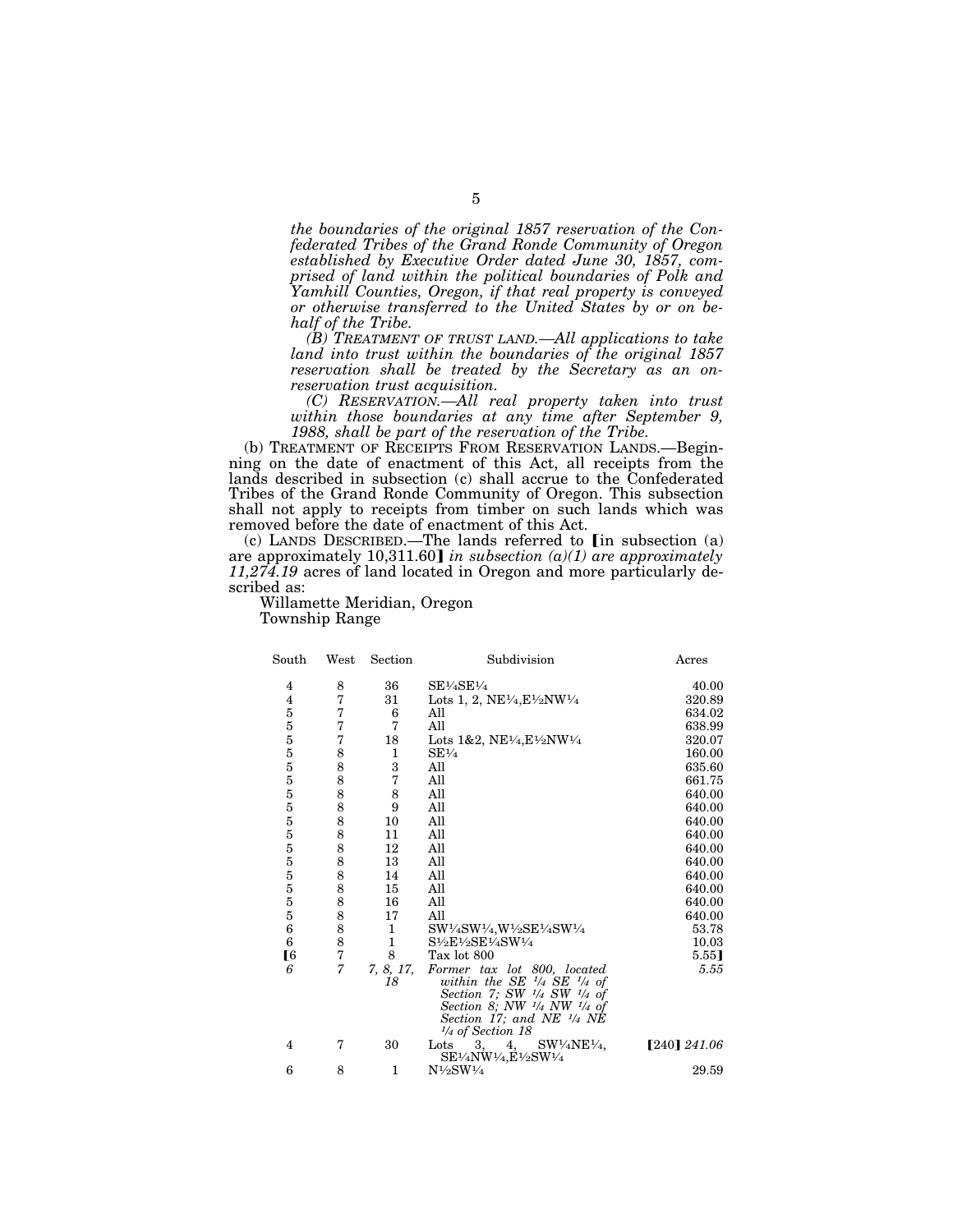*the boundaries of the original 1857 reservation of the Confederated Tribes of the Grand Ronde Community of Oregon established by Executive Order dated June 30, 1857, comprised of land within the political boundaries of Polk and Yamhill Counties, Oregon, if that real property is conveyed or otherwise transferred to the United States by or on behalf of the Tribe.*

*(B) TREATMENT OF TRUST LAND.—All applications to take land into trust within the boundaries of the original 1857 reservation shall be treated by the Secretary as an on-reservation trust acquisition.*

*(C) RESERVATION.—All real property taken into trust within those boundaries at any time after September 9, 1988, shall be part of the reservation of the Tribe.*

(b) TREATMENT OF RECEIPTS FROM RESERVATION LANDS.—Beginning on the date of enactment of this Act, all receipts from the lands described in subsection (c) shall accrue to the Confederated Tribes of the Grand Ronde Community of Oregon. This subsection shall not apply to receipts from timber on such lands which was removed before the date of enactment of this Act.

(c) LANDS DESCRIBED.—The lands referred to [in subsection (a) are approximately 10,311.60] *in subsection (a)(1) are approximately 11,274.19* acres of land located in Oregon and more particularly described as:

Willamette Meridian, Oregon

Township Range

| South | West | Section | Subdivision | Acres |
|---|---|---|---|---|
| 4 | 8 | 36 | SE¼SE¼ | 40.00 |
| 4 | 7 | 31 | Lots 1, 2, NE¼,E½NW¼ | 320.89 |
| 5 | 7 | 6 | All | 634.02 |
| 5 | 7 | 7 | All | 638.99 |
| 5 | 7 | 18 | Lots 1&2, NE¼,E½NW¼ | 320.07 |
| 5 | 8 | 1 | SE¼ | 160.00 |
| 5 | 8 | 3 | All | 635.60 |
| 5 | 8 | 7 | All | 661.75 |
| 5 | 8 | 8 | All | 640.00 |
| 5 | 8 | 9 | All | 640.00 |
| 5 | 8 | 10 | All | 640.00 |
| 5 | 8 | 11 | All | 640.00 |
| 5 | 8 | 12 | All | 640.00 |
| 5 | 8 | 13 | All | 640.00 |
| 5 | 8 | 14 | All | 640.00 |
| 5 | 8 | 15 | All | 640.00 |
| 5 | 8 | 16 | All | 640.00 |
| 5 | 8 | 17 | All | 640.00 |
| 6 | 8 | 1 | SW¼SW¼,W½SE¼SW¼ | 53.78 |
| 6 | 8 | 1 | S½E½SE¼SW¼ | 10.03 |
| [6 | 7 | 8 | Tax lot 800 | 5.55] |
| *6* | *7* | *7, 8, 17, 18* | *Former tax lot 800, located within the SE ¼ SE ¼ of Section 7; SW ¼ SW ¼ of Section 8; NW ¼ NW ¼ of Section 17; and NE ¼ NE ¼ of Section 18* | *5.55* |
| 4 | 7 | 30 | Lots 3, 4, SW¼NE¼, SE¼NW¼,E½SW¼ | [240] *241.06* |
| 6 | 8 | 1 | N½SW¼ | 29.59 |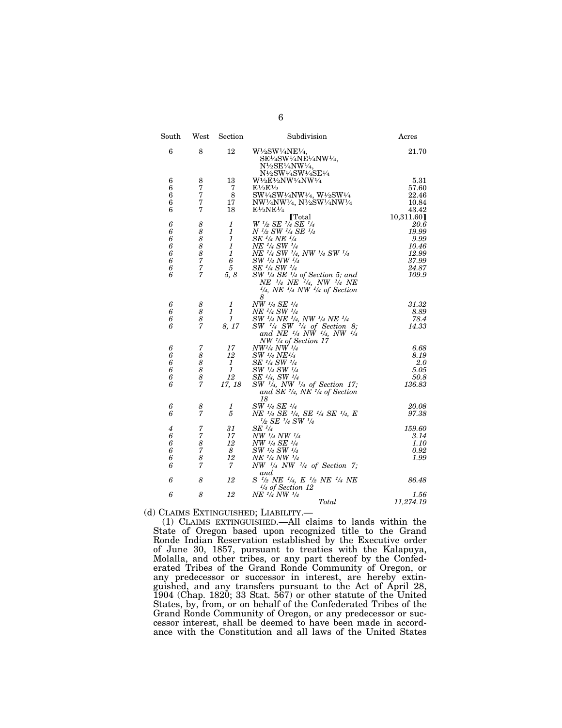| South | West | Section | Subdivision | Acres |
|---|---|---|---|---|
| 6 | 8 | 12 | W½SW¼NE¼, SE¼SW¼NE¼NW¼, N½SE¼NW¼, N½SW¼SW¼SE¼ | 21.70 |
| 6 | 8 | 13 | W½E½NW¼NW¼ | 5.31 |
| 6 | 7 | 7 | E½E½ | 57.60 |
| 6 | 7 | 8 | SW¼SW¼NW¼, W½SW¼ | 22.46 |
| 6 | 7 | 17 | NW¼NW¼, N½SW¼NW¼ | 10.84 |
| 6 | 7 | 18 | E½NE¼ | 43.42 |
| | | | [Total | 10,311.60] |
| *6* | *8* | *1* | *W ½ SE ¼ SE ¼* | *20.6* |
| *6* | *8* | *1* | *N ½ SW ¼ SE ¼* | *19.99* |
| *6* | *8* | *1* | *SE ¼ NE ¼* | *9.99* |
| *6* | *8* | *1* | *NE ¼ SW ¼* | *10.46* |
| *6* | *8* | *1* | *NE ¼ SW ¼, NW ¼ SW ¼* | *12.99* |
| *6* | *7* | *6* | *SW ¼ NW ¼* | *37.99* |
| *6* | *7* | *5* | *SE ¼ SW ¼* | *24.87* |
| *6* | *7* | *5, 8* | *SW ¼ SE ¼ of Section 5; and NE ¼ NE ¼, NW ¼ NE ¼, NE ¼ NW ¼ of Section 8* | *109.9* |
| *6* | *8* | *1* | *NW ¼ SE ¼* | *31.32* |
| *6* | *8* | *1* | *NE ¼ SW ¼* | *8.89* |
| *6* | *8* | *1* | *SW ¼ NE ¼, NW ¼ NE ¼* | *78.4* |
| *6* | *7* | *8, 17* | *SW ¼ SW ¼ of Section 8; and NE ¼ NW ¼, NW ¼ NW ¼ of Section 17* | *14.33* |
| *6* | *7* | *17* | *NW¼ NW ¼* | *6.68* |
| *6* | *8* | *12* | *SW ¼ NE¼* | *8.19* |
| *6* | *8* | *1* | *SE ¼ SW ¼* | *2.0* |
| *6* | *8* | *1* | *SW ¼ SW ¼* | *5.05* |
| *6* | *8* | *12* | *SE ¼, SW ¼* | *50.8* |
| *6* | *7* | *17, 18* | *SW ¼, NW ¼ of Section 17; and SE ¼, NE ¼ of Section 18* | *136.83* |
| *6* | *8* | *1* | *SW ¼ SE ¼* | *20.08* |
| *6* | *7* | *5* | *NE ¼ SE ¼, SE ¼ SE ¼, E ½ SE ¼ SW ¼* | *97.38* |
| *4* | *7* | *31* | *SE ¼* | *159.60* |
| *6* | *7* | *17* | *NW ¼ NW ¼* | *3.14* |
| *6* | *8* | *12* | *NW ¼ SE ¼* | *1.10* |
| *6* | *7* | *8* | *SW ¼ SW ¼* | *0.92* |
| *6* | *8* | *12* | *NE ¼ NW ¼* | *1.99* |
| *6* | *7* | *7* | *NW ¼ NW ¼ of Section 7; and* | |
| *6* | *8* | *12* | *S ½ NE ¼, E ½ NE ¼ NE ¼ of Section 12* | *86.48* |
| *6* | *8* | *12* | *NE ¼ NW ¼* | *1.56* |
| | | | *Total* | *11,274.19* |

(d) CLAIMS EXTINGUISHED; LIABILITY.—

(1) CLAIMS EXTINGUISHED.—All claims to lands within the State of Oregon based upon recognized title to the Grand Ronde Indian Reservation established by the Executive order of June 30, 1857, pursuant to treaties with the Kalapuya, Molalla, and other tribes, or any part thereof by the Confederated Tribes of the Grand Ronde Community of Oregon, or any predecessor or successor in interest, are hereby extinguished, and any transfers pursuant to the Act of April 28, 1904 (Chap. 1820; 33 Stat. 567) or other statute of the United States, by, from, or on behalf of the Confederated Tribes of the Grand Ronde Community of Oregon, or any predecessor or successor interest, shall be deemed to have been made in accordance with the Constitution and all laws of the United States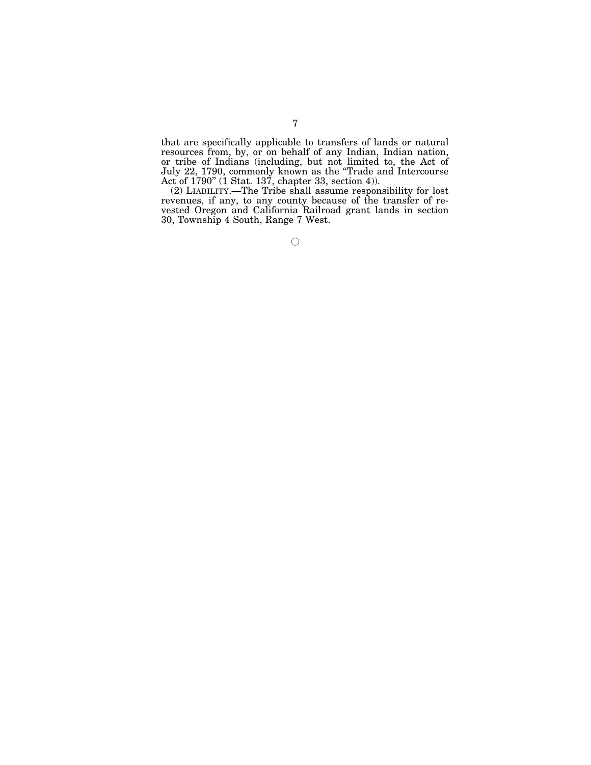that are specifically applicable to transfers of lands or natural resources from, by, or on behalf of any Indian, Indian nation, or tribe of Indians (including, but not limited to, the Act of July 22, 1790, commonly known as the "Trade and Intercourse Act of 1790" (1 Stat. 137, chapter 33, section 4)).

(2) LIABILITY.—The Tribe shall assume responsibility for lost revenues, if any, to any county because of the transfer of revested Oregon and California Railroad grant lands in section 30, Township 4 South, Range 7 West.

○